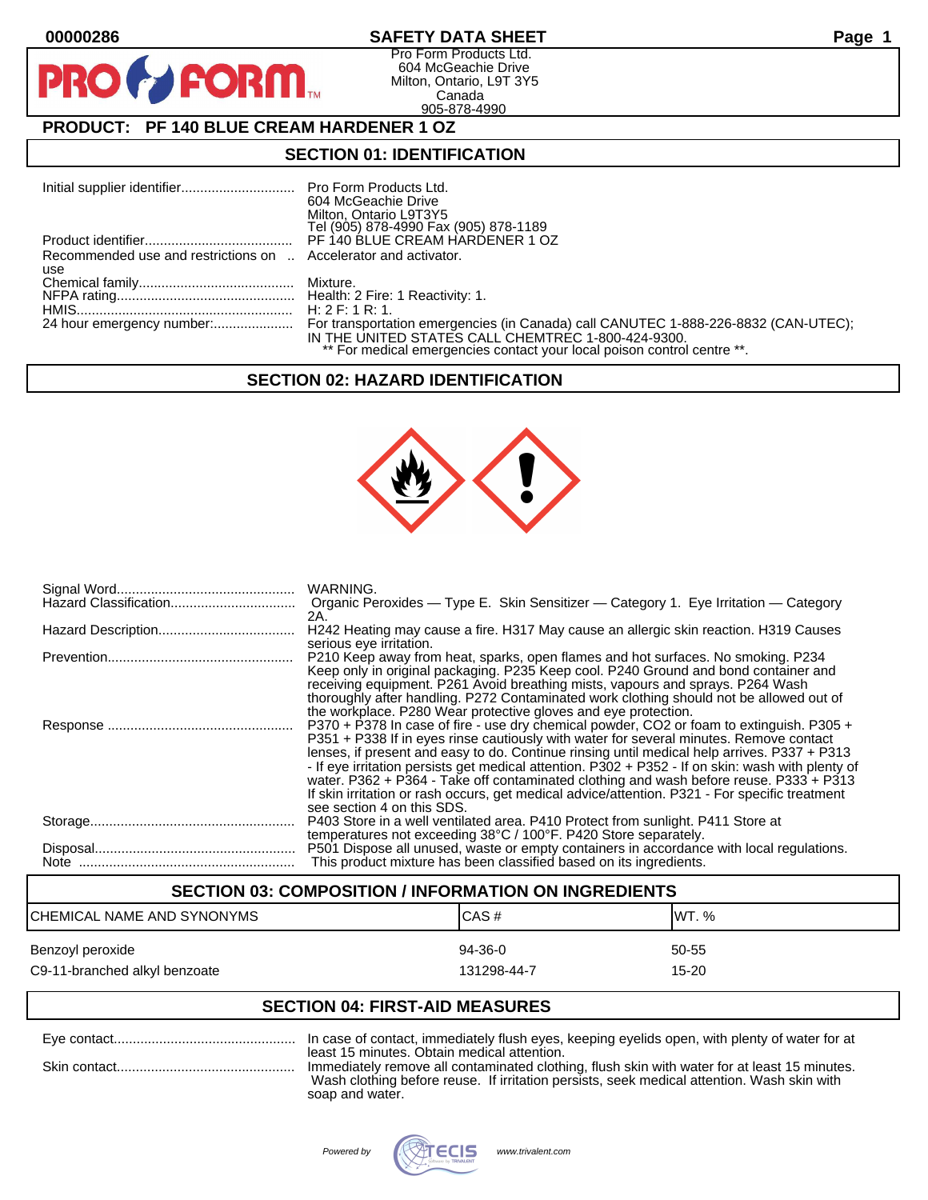00000286

# SAFETY DATA SHEET

Pro Form Products Ltd.
604 McGeachie Drive
Milton, Ontario, L9T 3Y5
Canada
905-878-4990

## PRODUCT: PF 140 BLUE CREAM HARDENER 1 OZ

## SECTION 01: IDENTIFICATION

| | |
|---|---|
| Initial supplier identifier | Pro Form Products Ltd.<br>604 McGeachie Drive<br>Milton, Ontario L9T3Y5<br>Tel (905) 878-4990 Fax (905) 878-1189 |
| Product identifier | PF 140 BLUE CREAM HARDENER 1 OZ |
| Recommended use and restrictions on use | Accelerator and activator. |
| Chemical family | Mixture. |
| NFPA rating | Health: 2 Fire: 1 Reactivity: 1. |
| HMIS | H: 2 F: 1 R: 1. |
| 24 hour emergency number: | For transportation emergencies (in Canada) call CANUTEC 1-888-226-8832 (CAN-UTEC); IN THE UNITED STATES CALL CHEMTREC 1-800-424-9300.<br>** For medical emergencies contact your local poison control centre **. |

## SECTION 02: HAZARD IDENTIFICATION

| | |
|---|---|
| Signal Word | WARNING. |
| Hazard Classification | Organic Peroxides — Type E. Skin Sensitizer — Category 1. Eye Irritation — Category 2A. |
| Hazard Description | H242 Heating may cause a fire. H317 May cause an allergic skin reaction. H319 Causes serious eye irritation. |
| Prevention | P210 Keep away from heat, sparks, open flames and hot surfaces. No smoking. P234 Keep only in original packaging. P235 Keep cool. P240 Ground and bond container and receiving equipment. P261 Avoid breathing mists, vapours and sprays. P264 Wash thoroughly after handling. P272 Contaminated work clothing should not be allowed out of the workplace. P280 Wear protective gloves and eye protection. |
| Response | P370 + P378 In case of fire - use dry chemical powder, CO2 or foam to extinguish. P305 + P351 + P338 If in eyes rinse cautiously with water for several minutes. Remove contact lenses, if present and easy to do. Continue rinsing until medical help arrives. P337 + P313 - If eye irritation persists get medical attention. P302 + P352 - If on skin: wash with plenty of water. P362 + P364 - Take off contaminated clothing and wash before reuse. P333 + P313 If skin irritation or rash occurs, get medical advice/attention. P321 - For specific treatment see section 4 on this SDS. |
| Storage | P403 Store in a well ventilated area. P410 Protect from sunlight. P411 Store at temperatures not exceeding 38°C / 100°F. P420 Store separately. |
| Disposal | P501 Dispose all unused, waste or empty containers in accordance with local regulations. |
| Note | This product mixture has been classified based on its ingredients. |

## SECTION 03: COMPOSITION / INFORMATION ON INGREDIENTS

| CHEMICAL NAME AND SYNONYMS | CAS # | WT. % |
|---|---|---|
| Benzoyl peroxide | 94-36-0 | 50-55 |
| C9-11-branched alkyl benzoate | 131298-44-7 | 15-20 |

## SECTION 04: FIRST-AID MEASURES

| | |
|---|---|
| Eye contact | In case of contact, immediately flush eyes, keeping eyelids open, with plenty of water for at least 15 minutes. Obtain medical attention. |
| Skin contact | Immediately remove all contaminated clothing, flush skin with water for at least 15 minutes. Wash clothing before reuse. If irritation persists, seek medical attention. Wash skin with soap and water. |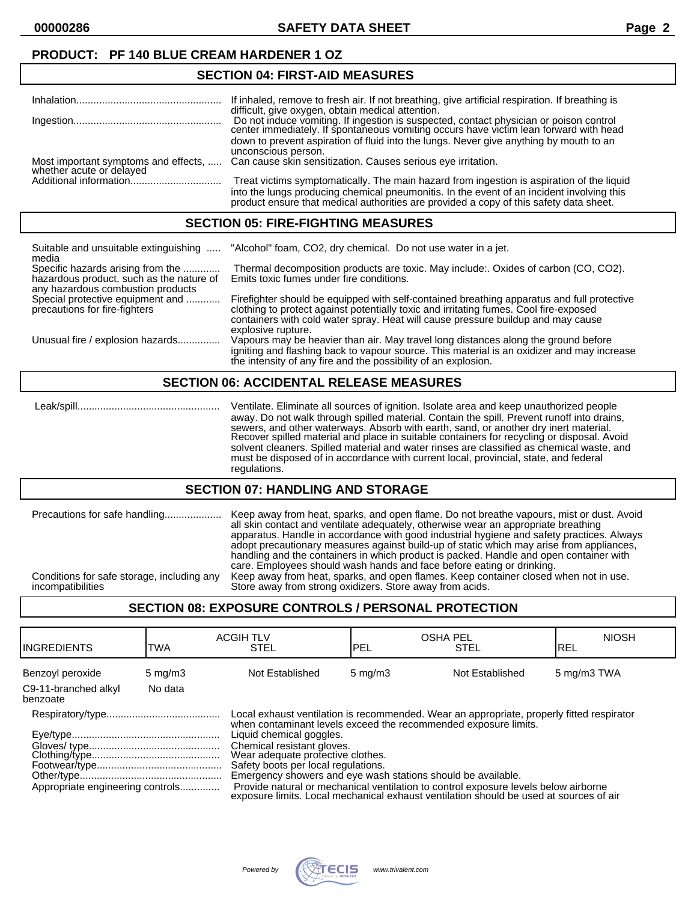**PRODUCT: PF 140 BLUE CREAM HARDENER 1 OZ**

## SECTION 04: FIRST-AID MEASURES

| | |
|---|---|
| Inhalation | If inhaled, remove to fresh air. If not breathing, give artificial respiration. If breathing is difficult, give oxygen, obtain medical attention. |
| Ingestion | Do not induce vomiting. If ingestion is suspected, contact physician or poison control center immediately. If spontaneous vomiting occurs have victim lean forward with head down to prevent aspiration of fluid into the lungs. Never give anything by mouth to an unconscious person. |
| Most important symptoms and effects, whether acute or delayed | Can cause skin sensitization. Causes serious eye irritation. |
| Additional information | Treat victims symptomatically. The main hazard from ingestion is aspiration of the liquid into the lungs producing chemical pneumonitis. In the event of an incident involving this product ensure that medical authorities are provided a copy of this safety data sheet. |

## SECTION 05: FIRE-FIGHTING MEASURES

| | |
|---|---|
| Suitable and unsuitable extinguishing media | "Alcohol" foam, CO2, dry chemical. Do not use water in a jet. |
| Specific hazards arising from the hazardous product, such as the nature of any hazardous combustion products | Thermal decomposition products are toxic. May include:. Oxides of carbon (CO, CO2). Emits toxic fumes under fire conditions. |
| Special protective equipment and precautions for fire-fighters | Firefighter should be equipped with self-contained breathing apparatus and full protective clothing to protect against potentially toxic and irritating fumes. Cool fire-exposed containers with cold water spray. Heat will cause pressure buildup and may cause explosive rupture. |
| Unusual fire / explosion hazards | Vapours may be heavier than air. May travel long distances along the ground before igniting and flashing back to vapour source. This material is an oxidizer and may increase the intensity of any fire and the possibility of an explosion. |

## SECTION 06: ACCIDENTAL RELEASE MEASURES

| | |
|---|---|
| Leak/spill | Ventilate. Eliminate all sources of ignition. Isolate area and keep unauthorized people away. Do not walk through spilled material. Contain the spill. Prevent runoff into drains, sewers, and other waterways. Absorb with earth, sand, or another dry inert material. Recover spilled material and place in suitable containers for recycling or disposal. Avoid solvent cleaners. Spilled material and water rinses are classified as chemical waste, and must be disposed of in accordance with current local, provincial, state, and federal regulations. |

## SECTION 07: HANDLING AND STORAGE

| | |
|---|---|
| Precautions for safe handling | Keep away from heat, sparks, and open flame. Do not breathe vapours, mist or dust. Avoid all skin contact and ventilate adequately, otherwise wear an appropriate breathing apparatus. Handle in accordance with good industrial hygiene and safety practices. Always adopt precautionary measures against build-up of static which may arise from appliances, handling and the containers in which product is packed. Handle and open container with care. Employees should wash hands and face before eating or drinking. |
| Conditions for safe storage, including any incompatibilities | Keep away from heat, sparks, and open flames. Keep container closed when not in use. Store away from strong oxidizers. Store away from acids. |

## SECTION 08: EXPOSURE CONTROLS / PERSONAL PROTECTION

| INGREDIENTS | ACGIH TLV TWA | ACGIH TLV STEL | OSHA PEL PEL | OSHA PEL STEL | NIOSH REL |
|---|---|---|---|---|---|
| Benzoyl peroxide | 5 mg/m3 | Not Established | 5 mg/m3 | Not Established | 5 mg/m3 TWA |
| C9-11-branched alkyl benzoate | No data | | | | |

| | |
|---|---|
| Respiratory/type | Local exhaust ventilation is recommended. Wear an appropriate, properly fitted respirator when contaminant levels exceed the recommended exposure limits. |
| Eye/type | Liquid chemical goggles. |
| Gloves/ type | Chemical resistant gloves. |
| Clothing/type | Wear adequate protective clothes. |
| Footwear/type | Safety boots per local regulations. |
| Other/type | Emergency showers and eye wash stations should be available. |
| Appropriate engineering controls | Provide natural or mechanical ventilation to control exposure levels below airborne exposure limits. Local mechanical exhaust ventilation should be used at sources of air |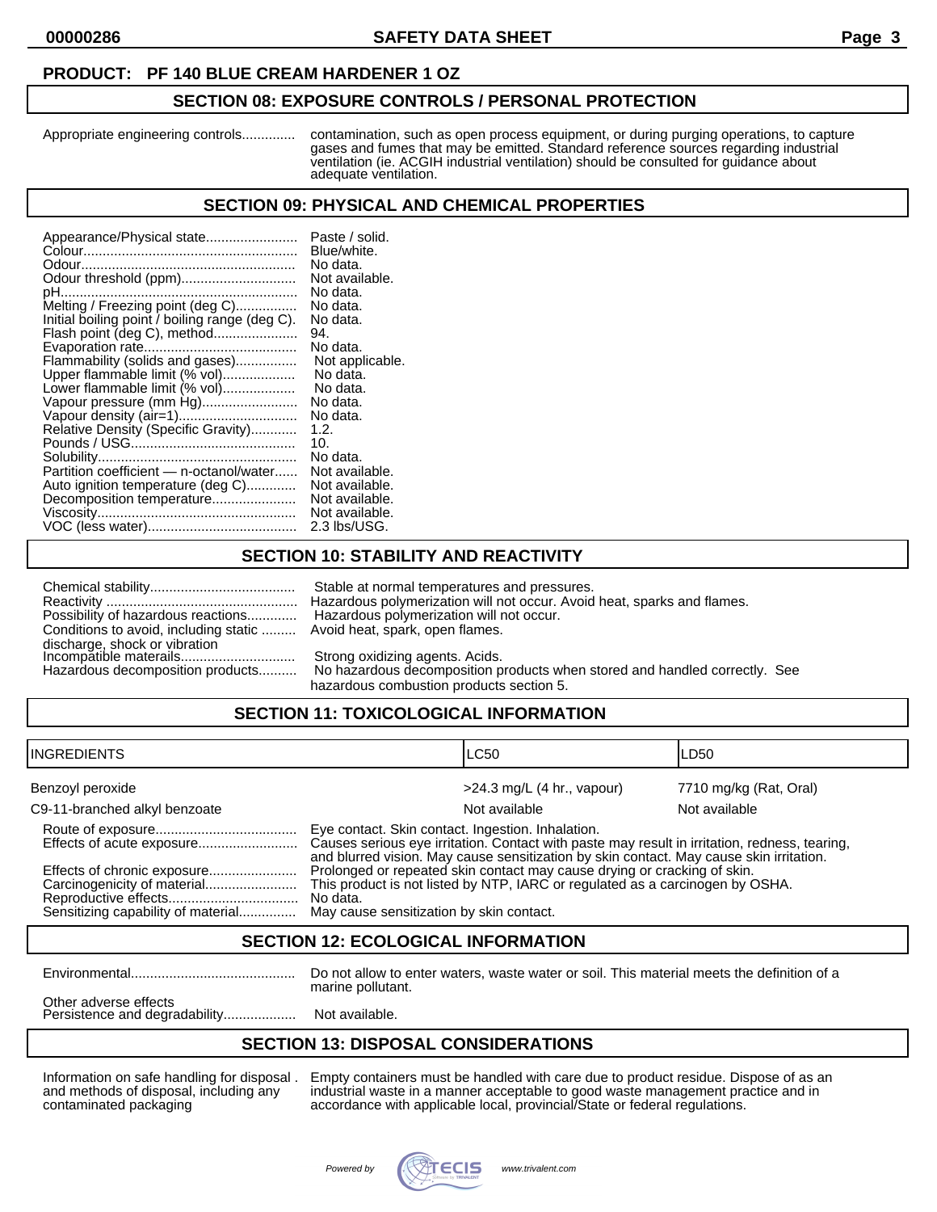**PRODUCT: PF 140 BLUE CREAM HARDENER 1 OZ**

## SECTION 08: EXPOSURE CONTROLS / PERSONAL PROTECTION

Appropriate engineering controls............. contamination, such as open process equipment, or during purging operations, to capture gases and fumes that may be emitted. Standard reference sources regarding industrial ventilation (ie. ACGIH industrial ventilation) should be consulted for guidance about adequate ventilation.

## SECTION 09: PHYSICAL AND CHEMICAL PROPERTIES

| | |
|---|---|
| Appearance/Physical state | Paste / solid. |
| Colour | Blue/white. |
| Odour | No data. |
| Odour threshold (ppm) | Not available. |
| pH | No data. |
| Melting / Freezing point (deg C) | No data. |
| Initial boiling point / boiling range (deg C). | No data. |
| Flash point (deg C), method | 94. |
| Evaporation rate | No data. |
| Flammability (solids and gases) | Not applicable. |
| Upper flammable limit (% vol) | No data. |
| Lower flammable limit (% vol) | No data. |
| Vapour pressure (mm Hg) | No data. |
| Vapour density (air=1) | No data. |
| Relative Density (Specific Gravity) | 1.2. |
| Pounds / USG | 10. |
| Solubility | No data. |
| Partition coefficient — n-octanol/water | Not available. |
| Auto ignition temperature (deg C) | Not available. |
| Decomposition temperature | Not available. |
| Viscosity | Not available. |
| VOC (less water) | 2.3 lbs/USG. |

## SECTION 10: STABILITY AND REACTIVITY

| | |
|---|---|
| Chemical stability | Stable at normal temperatures and pressures. |
| Reactivity | Hazardous polymerization will not occur. Avoid heat, sparks and flames. |
| Possibility of hazardous reactions | Hazardous polymerization will not occur. |
| Conditions to avoid, including static discharge, shock or vibration | Avoid heat, spark, open flames. |
| Incompatible materails | Strong oxidizing agents. Acids. |
| Hazardous decomposition products | No hazardous decomposition products when stored and handled correctly. See hazardous combustion products section 5. |

## SECTION 11: TOXICOLOGICAL INFORMATION

| INGREDIENTS | LC50 | LD50 |
|---|---|---|
| Benzoyl peroxide | >24.3 mg/L (4 hr., vapour) | 7710 mg/kg (Rat, Oral) |
| C9-11-branched alkyl benzoate | Not available | Not available |

| | |
|---|---|
| Route of exposure | Eye contact. Skin contact. Ingestion. Inhalation. |
| Effects of acute exposure | Causes serious eye irritation. Contact with paste may result in irritation, redness, tearing, and blurred vision. May cause sensitization by skin contact. May cause skin irritation. |
| Effects of chronic exposure | Prolonged or repeated skin contact may cause drying or cracking of skin. |
| Carcinogenicity of material | This product is not listed by NTP, IARC or regulated as a carcinogen by OSHA. |
| Reproductive effects | No data. |
| Sensitizing capability of material | May cause sensitization by skin contact. |

## SECTION 12: ECOLOGICAL INFORMATION

| | |
|---|---|
| Environmental | Do not allow to enter waters, waste water or soil. This material meets the definition of a marine pollutant. |
| Other adverse effects Persistence and degradability | Not available. |

## SECTION 13: DISPOSAL CONSIDERATIONS

| | |
|---|---|
| Information on safe handling for disposal and methods of disposal, including any contaminated packaging | Empty containers must be handled with care due to product residue. Dispose of as an industrial waste in a manner acceptable to good waste management practice and in accordance with applicable local, provincial/State or federal regulations. |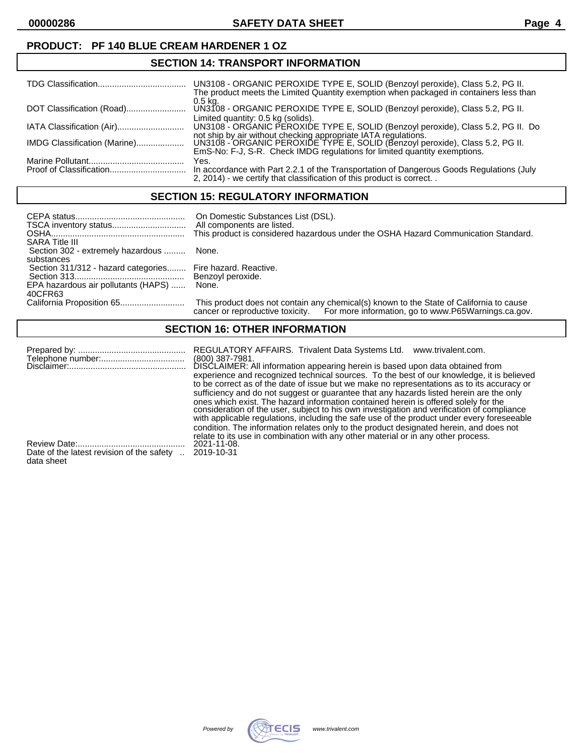**PRODUCT: PF 140 BLUE CREAM HARDENER 1 OZ**

## SECTION 14: TRANSPORT INFORMATION

| | |
|---|---|
| TDG Classification.................................... | UN3108 - ORGANIC PEROXIDE TYPE E, SOLID (Benzoyl peroxide), Class 5.2, PG II. The product meets the Limited Quantity exemption when packaged in containers less than 0.5 kg. |
| DOT Classification (Road)......................... | UN3108 - ORGANIC PEROXIDE TYPE E, SOLID (Benzoyl peroxide), Class 5.2, PG II. Limited quantity: 0.5 kg (solids). |
| IATA Classification (Air)........................... | UN3108 - ORGANIC PEROXIDE TYPE E, SOLID (Benzoyl peroxide), Class 5.2, PG II. Do not ship by air without checking appropriate IATA regulations. |
| IMDG Classification (Marine).................... | UN3108 - ORGANIC PEROXIDE TYPE E, SOLID (Benzoyl peroxide), Class 5.2, PG II. EmS-No: F-J, S-R. Check IMDG regulations for limited quantity exemptions. |
| Marine Pollutant........................................ | Yes. |
| Proof of Classification................................ | In accordance with Part 2.2.1 of the Transportation of Dangerous Goods Regulations (July 2, 2014) - we certify that classification of this product is correct. . |

## SECTION 15: REGULATORY INFORMATION

| | |
|---|---|
| CEPA status.............................................. | On Domestic Substances List (DSL). |
| TSCA inventory status............................... | All components are listed. |
| OSHA........................................................ | This product is considered hazardous under the OSHA Hazard Communication Standard. |
| SARA Title III | |
| Section 302 - extremely hazardous ......... substances | None. |
| Section 311/312 - hazard categories........ | Fire hazard. Reactive. |
| Section 313............................................. | Benzoyl peroxide. |
| EPA hazardous air pollutants (HAPS) ...... 40CFR63 | None. |
| California Proposition 65........................... | This product does not contain any chemical(s) known to the State of California to cause cancer or reproductive toxicity. For more information, go to www.P65Warnings.ca.gov. |

## SECTION 16: OTHER INFORMATION

| | |
|---|---|
| Prepared by: ............................................. | REGULATORY AFFAIRS. Trivalent Data Systems Ltd. www.trivalent.com. |
| Telephone number:................................... | (800) 387-7981. |
| Disclaimer:................................................. | DISCLAIMER: All information appearing herein is based upon data obtained from experience and recognized technical sources. To the best of our knowledge, it is believed to be correct as of the date of issue but we make no representations as to its accuracy or sufficiency and do not suggest or guarantee that any hazards listed herein are the only ones which exist. The hazard information contained herein is offered solely for the consideration of the user, subject to his own investigation and verification of compliance with applicable regulations, including the safe use of the product under every foreseeable condition. The information relates only to the product designated herein, and does not relate to its use in combination with any other material or in any other process. |
| Review Date:............................................. | 2021-11-08. |
| Date of the latest revision of the safety .. data sheet | 2019-10-31 |